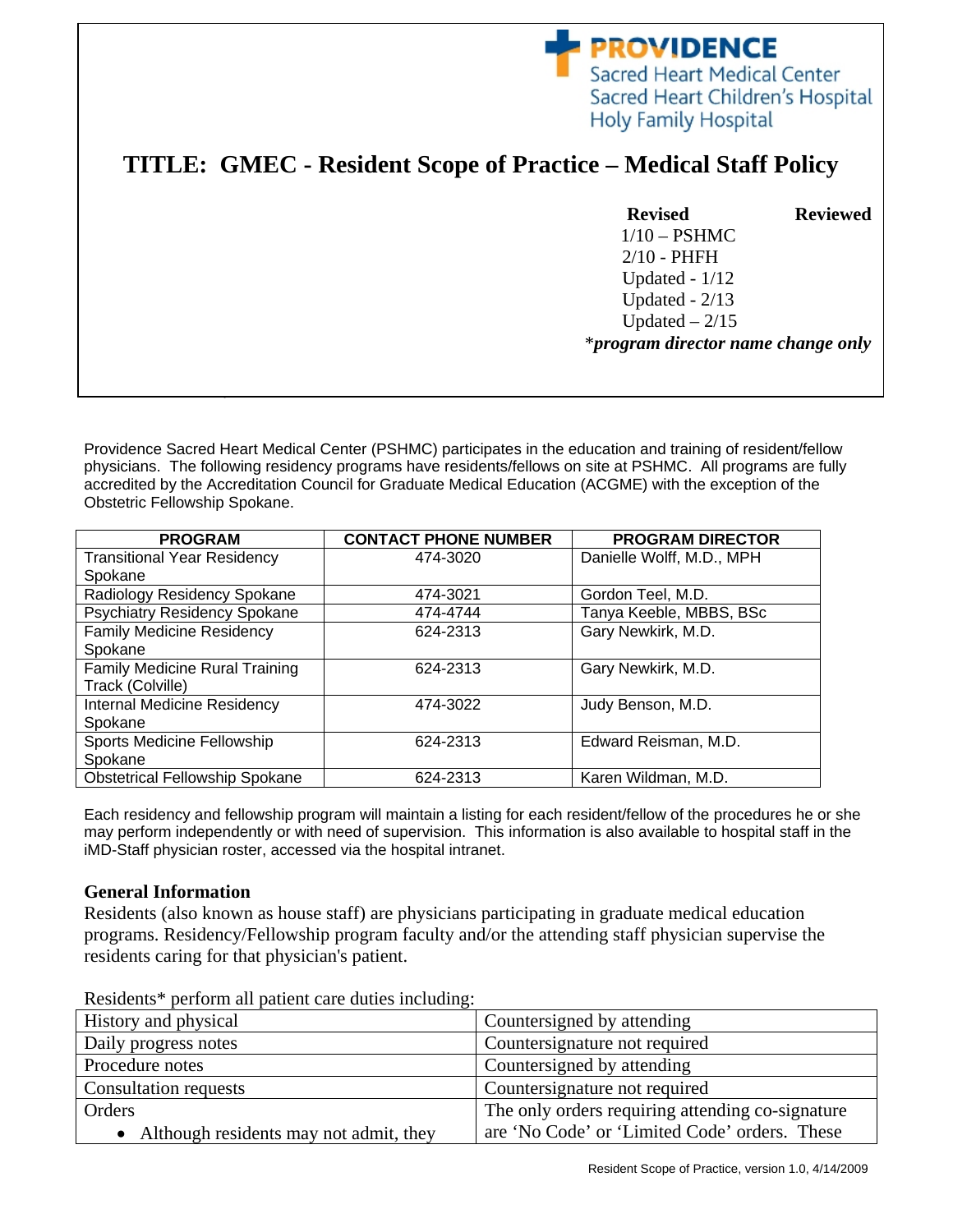PROVIDENCE
Sacred Heart Medical Center
Sacred Heart Children's Hospital
Holy Family Hospital

# TITLE: GMEC - Resident Scope of Practice – Medical Staff Policy

| Revised | Reviewed |
|---|---|
| 1/10 – PSHMC | |
| 2/10 - PHFH | |
| Updated - 1/12 | |
| Updated - 2/13 | |
| Updated – 2/15 | |

**\****program director name change only***

Providence Sacred Heart Medical Center (PSHMC) participates in the education and training of resident/fellow physicians. The following residency programs have residents/fellows on site at PSHMC. All programs are fully accredited by the Accreditation Council for Graduate Medical Education (ACGME) with the exception of the Obstetric Fellowship Spokane.

| PROGRAM | CONTACT PHONE NUMBER | PROGRAM DIRECTOR |
|---|---|---|
| Transitional Year Residency Spokane | 474-3020 | Danielle Wolff, M.D., MPH |
| Radiology Residency Spokane | 474-3021 | Gordon Teel, M.D. |
| Psychiatry Residency Spokane | 474-4744 | Tanya Keeble, MBBS, BSc |
| Family Medicine Residency Spokane | 624-2313 | Gary Newkirk, M.D. |
| Family Medicine Rural Training Track (Colville) | 624-2313 | Gary Newkirk, M.D. |
| Internal Medicine Residency Spokane | 474-3022 | Judy Benson, M.D. |
| Sports Medicine Fellowship Spokane | 624-2313 | Edward Reisman, M.D. |
| Obstetrical Fellowship Spokane | 624-2313 | Karen Wildman, M.D. |

Each residency and fellowship program will maintain a listing for each resident/fellow of the procedures he or she may perform independently or with need of supervision. This information is also available to hospital staff in the iMD-Staff physician roster, accessed via the hospital intranet.

### General Information

Residents (also known as house staff) are physicians participating in graduate medical education programs. Residency/Fellowship program faculty and/or the attending staff physician supervise the residents caring for that physician's patient.

Residents* perform all patient care duties including:

| | |
|---|---|
| History and physical | Countersigned by attending |
| Daily progress notes | Countersignature not required |
| Procedure notes | Countersigned by attending |
| Consultation requests | Countersignature not required |
| Orders <br> • Although residents may not admit, they | The only orders requiring attending co-signature are 'No Code' or 'Limited Code' orders. These |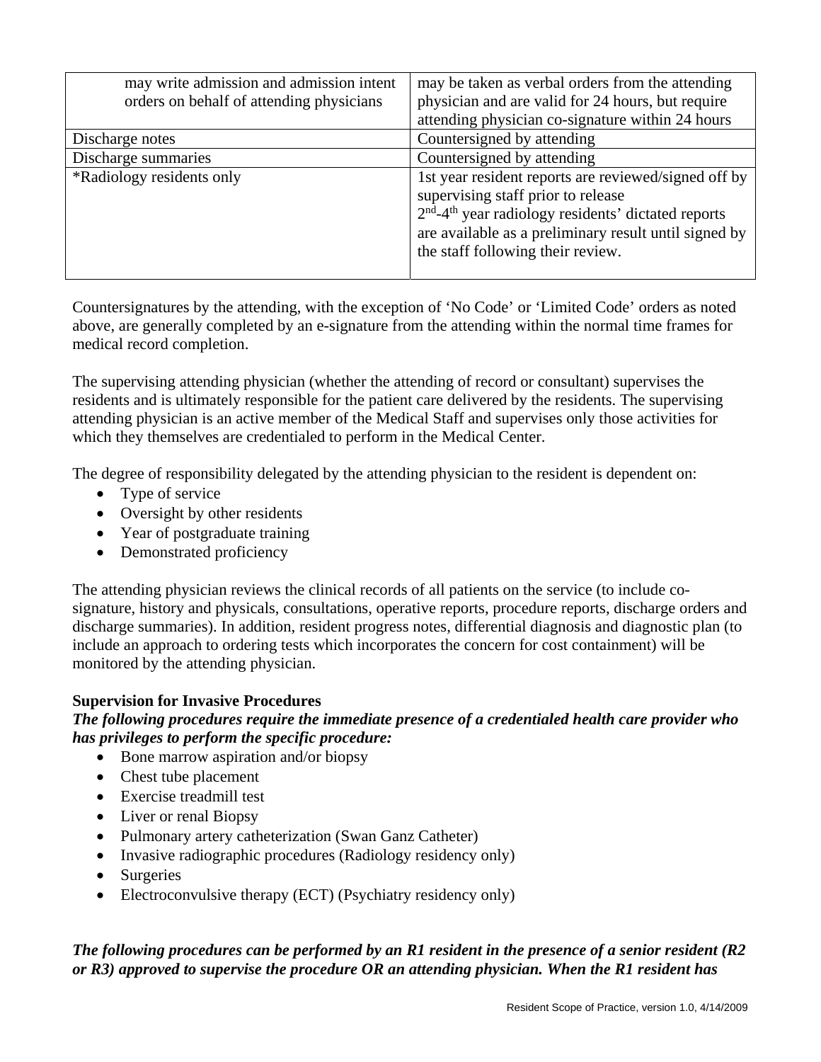| | |
|---|---|
| may write admission and admission intent orders on behalf of attending physicians | may be taken as verbal orders from the attending physician and are valid for 24 hours, but require attending physician co-signature within 24 hours |
| Discharge notes | Countersigned by attending |
| Discharge summaries | Countersigned by attending |
| *Radiology residents only | 1st year resident reports are reviewed/signed off by supervising staff prior to release<br>2nd-4th year radiology residents' dictated reports are available as a preliminary result until signed by the staff following their review. |

Countersignatures by the attending, with the exception of 'No Code' or 'Limited Code' orders as noted above, are generally completed by an e-signature from the attending within the normal time frames for medical record completion.

The supervising attending physician (whether the attending of record or consultant) supervises the residents and is ultimately responsible for the patient care delivered by the residents. The supervising attending physician is an active member of the Medical Staff and supervises only those activities for which they themselves are credentialed to perform in the Medical Center.

The degree of responsibility delegated by the attending physician to the resident is dependent on:

- Type of service
- Oversight by other residents
- Year of postgraduate training
- Demonstrated proficiency

The attending physician reviews the clinical records of all patients on the service (to include co-signature, history and physicals, consultations, operative reports, procedure reports, discharge orders and discharge summaries). In addition, resident progress notes, differential diagnosis and diagnostic plan (to include an approach to ordering tests which incorporates the concern for cost containment) will be monitored by the attending physician.

**Supervision for Invasive Procedures**

***The following procedures require the immediate presence of a credentialed health care provider who has privileges to perform the specific procedure:***

- Bone marrow aspiration and/or biopsy
- Chest tube placement
- Exercise treadmill test
- Liver or renal Biopsy
- Pulmonary artery catheterization (Swan Ganz Catheter)
- Invasive radiographic procedures (Radiology residency only)
- Surgeries
- Electroconvulsive therapy (ECT) (Psychiatry residency only)

***The following procedures can be performed by an R1 resident in the presence of a senior resident (R2 or R3) approved to supervise the procedure OR an attending physician. When the R1 resident has***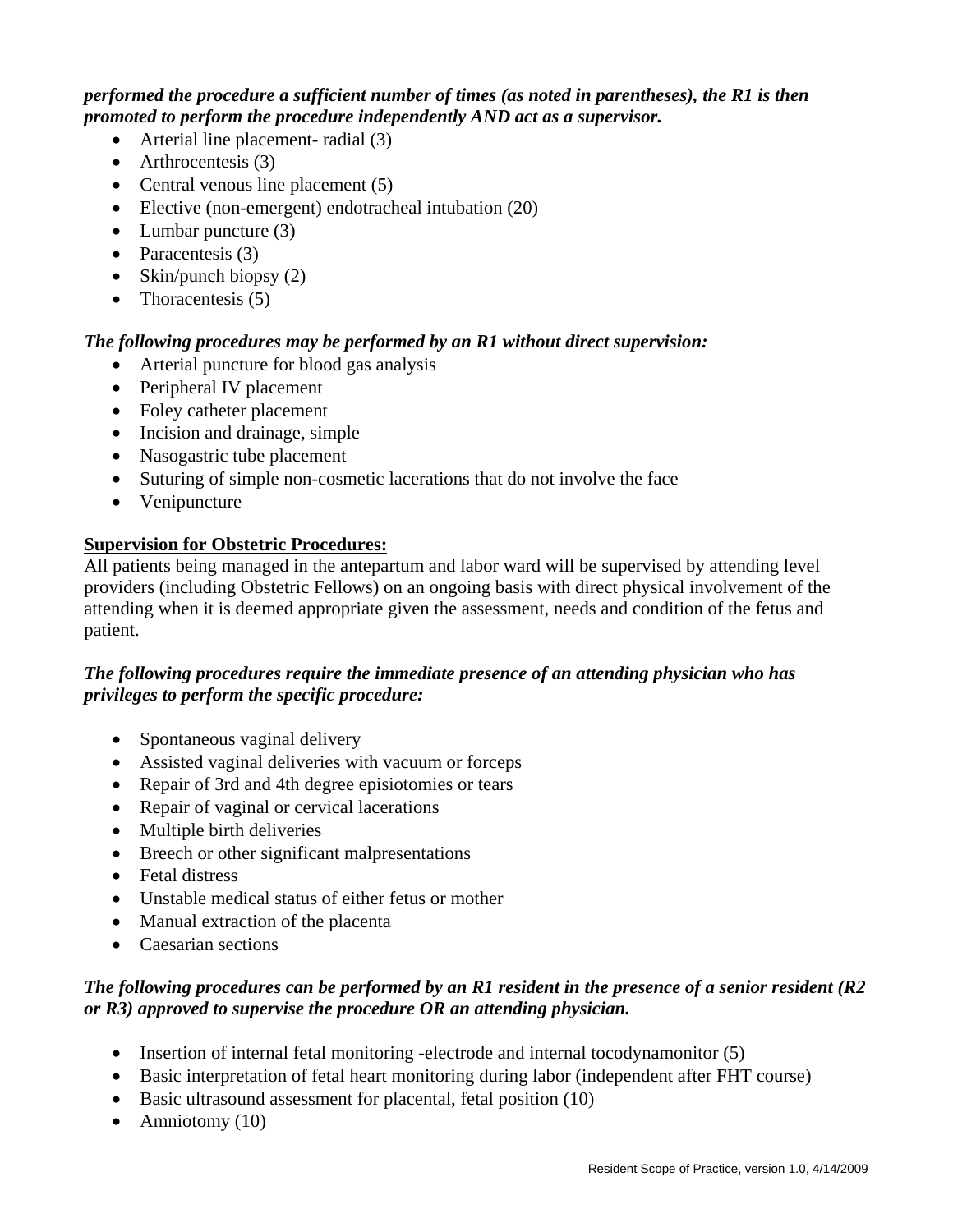***performed the procedure a sufficient number of times (as noted in parentheses), the R1 is then promoted to perform the procedure independently AND act as a supervisor.***

- Arterial line placement- radial (3)
- Arthrocentesis (3)
- Central venous line placement (5)
- Elective (non-emergent) endotracheal intubation (20)
- Lumbar puncture (3)
- Paracentesis (3)
- Skin/punch biopsy (2)
- Thoracentesis (5)

***The following procedures may be performed by an R1 without direct supervision:***

- Arterial puncture for blood gas analysis
- Peripheral IV placement
- Foley catheter placement
- Incision and drainage, simple
- Nasogastric tube placement
- Suturing of simple non-cosmetic lacerations that do not involve the face
- Venipuncture

**Supervision for Obstetric Procedures:**

All patients being managed in the antepartum and labor ward will be supervised by attending level providers (including Obstetric Fellows) on an ongoing basis with direct physical involvement of the attending when it is deemed appropriate given the assessment, needs and condition of the fetus and patient.

***The following procedures require the immediate presence of an attending physician who has privileges to perform the specific procedure:***

- Spontaneous vaginal delivery
- Assisted vaginal deliveries with vacuum or forceps
- Repair of 3rd and 4th degree episiotomies or tears
- Repair of vaginal or cervical lacerations
- Multiple birth deliveries
- Breech or other significant malpresentations
- Fetal distress
- Unstable medical status of either fetus or mother
- Manual extraction of the placenta
- Caesarian sections

***The following procedures can be performed by an R1 resident in the presence of a senior resident (R2 or R3) approved to supervise the procedure OR an attending physician.***

- Insertion of internal fetal monitoring -electrode and internal tocodynamonitor (5)
- Basic interpretation of fetal heart monitoring during labor (independent after FHT course)
- Basic ultrasound assessment for placental, fetal position (10)
- Amniotomy (10)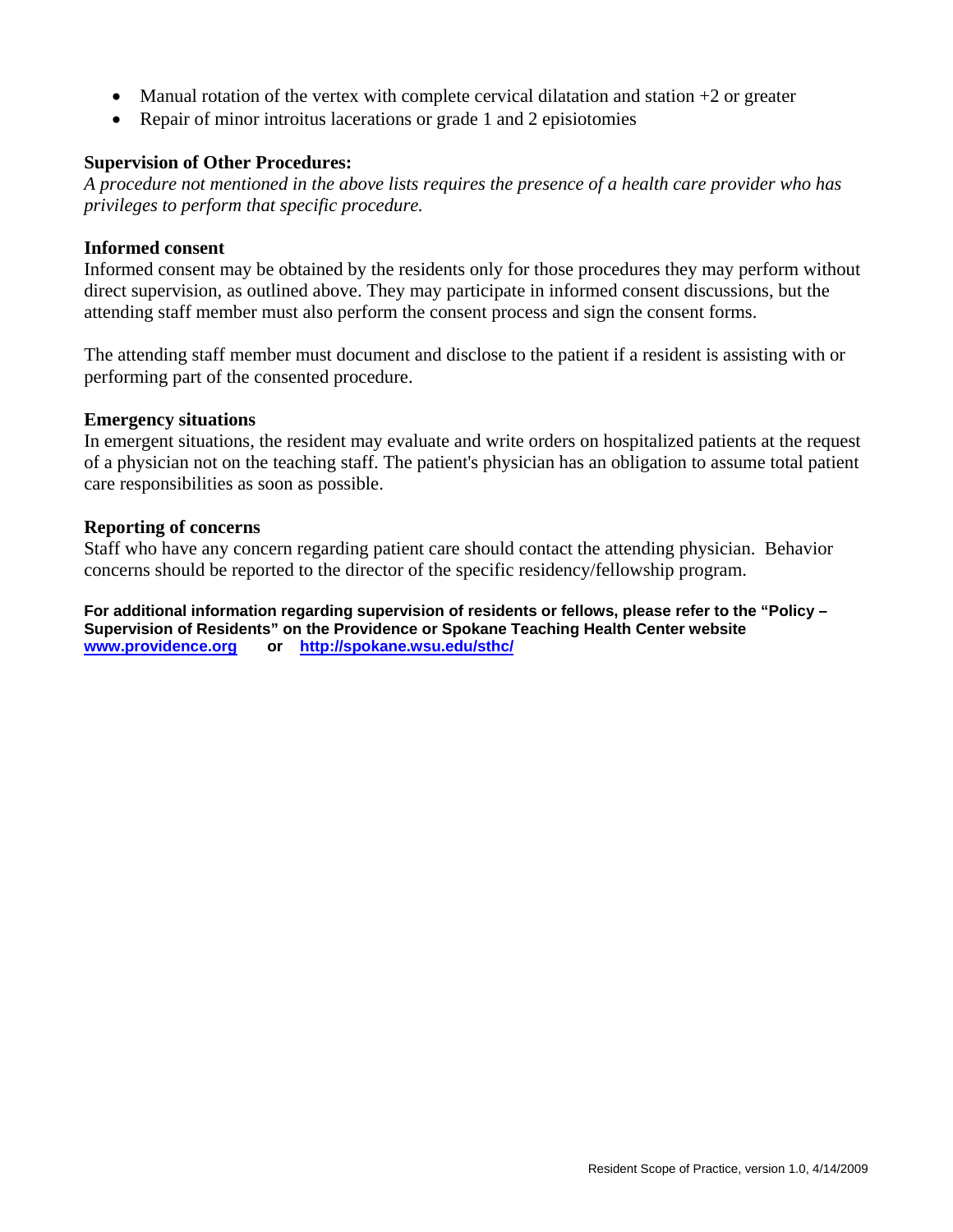- Manual rotation of the vertex with complete cervical dilatation and station +2 or greater
- Repair of minor introitus lacerations or grade 1 and 2 episiotomies

**Supervision of Other Procedures:**

*A procedure not mentioned in the above lists requires the presence of a health care provider who has privileges to perform that specific procedure.*

**Informed consent**

Informed consent may be obtained by the residents only for those procedures they may perform without direct supervision, as outlined above. They may participate in informed consent discussions, but the attending staff member must also perform the consent process and sign the consent forms.

The attending staff member must document and disclose to the patient if a resident is assisting with or performing part of the consented procedure.

**Emergency situations**

In emergent situations, the resident may evaluate and write orders on hospitalized patients at the request of a physician not on the teaching staff. The patient's physician has an obligation to assume total patient care responsibilities as soon as possible.

**Reporting of concerns**

Staff who have any concern regarding patient care should contact the attending physician. Behavior concerns should be reported to the director of the specific residency/fellowship program.

**For additional information regarding supervision of residents or fellows, please refer to the "Policy – Supervision of Residents" on the Providence or Spokane Teaching Health Center website [www.providence.org](http://www.providence.org) or [http://spokane.wsu.edu/sthc/](http://spokane.wsu.edu/sthc/)**

Resident Scope of Practice, version 1.0, 4/14/2009